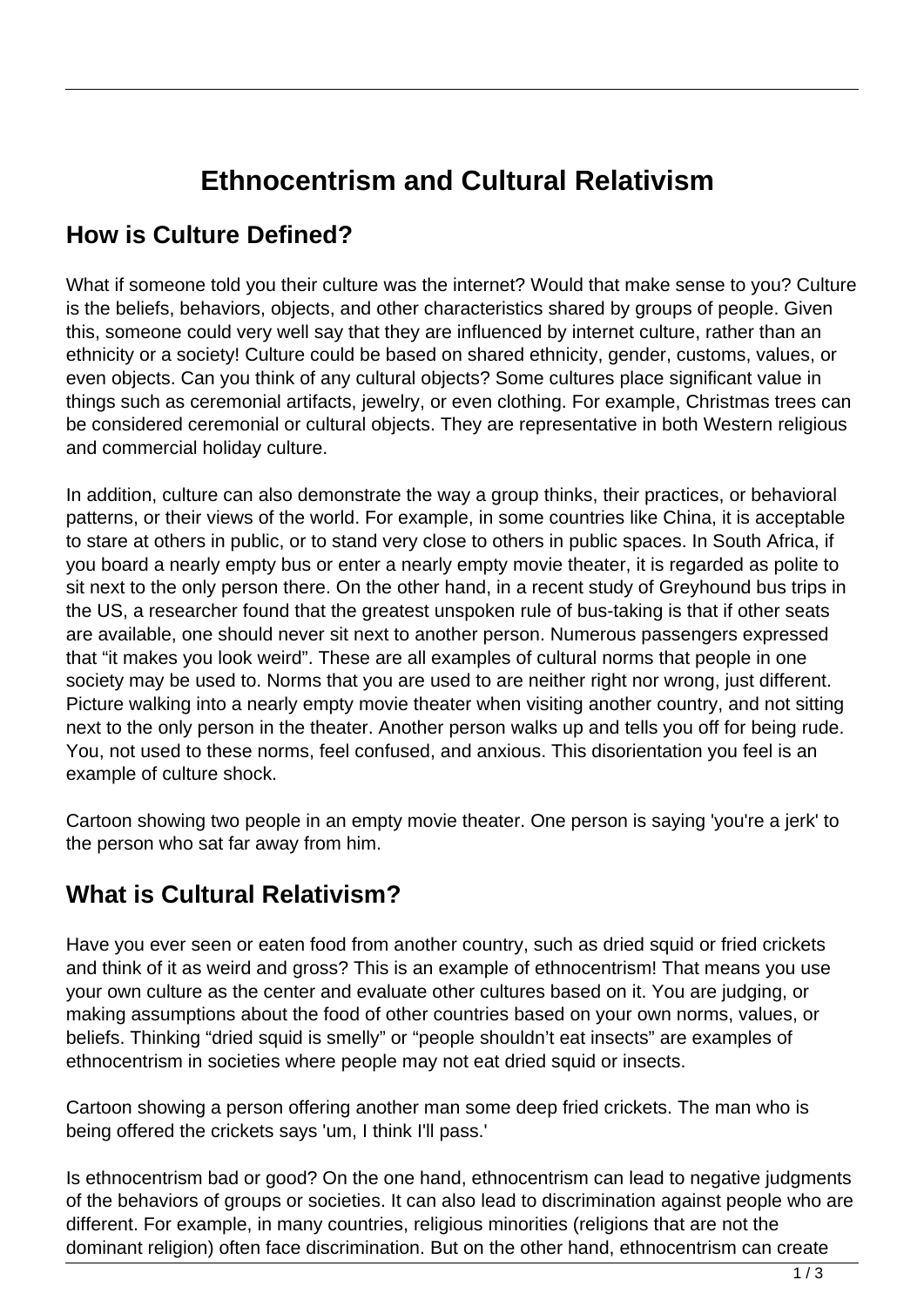# Ethnocentrism and Cultural Relativism

## How is Culture Defined?

What if someone told you their culture was the internet? Would that make sense to you? Culture is the beliefs, behaviors, objects, and other characteristics shared by groups of people. Given this, someone could very well say that they are influenced by internet culture, rather than an ethnicity or a society! Culture could be based on shared ethnicity, gender, customs, values, or even objects. Can you think of any cultural objects? Some cultures place significant value in things such as ceremonial artifacts, jewelry, or even clothing. For example, Christmas trees can be considered ceremonial or cultural objects. They are representative in both Western religious and commercial holiday culture.

In addition, culture can also demonstrate the way a group thinks, their practices, or behavioral patterns, or their views of the world. For example, in some countries like China, it is acceptable to stare at others in public, or to stand very close to others in public spaces. In South Africa, if you board a nearly empty bus or enter a nearly empty movie theater, it is regarded as polite to sit next to the only person there. On the other hand, in a recent study of Greyhound bus trips in the US, a researcher found that the greatest unspoken rule of bus-taking is that if other seats are available, one should never sit next to another person. Numerous passengers expressed that "it makes you look weird". These are all examples of cultural norms that people in one society may be used to. Norms that you are used to are neither right nor wrong, just different. Picture walking into a nearly empty movie theater when visiting another country, and not sitting next to the only person in the theater. Another person walks up and tells you off for being rude. You, not used to these norms, feel confused, and anxious. This disorientation you feel is an example of culture shock.

Cartoon showing two people in an empty movie theater. One person is saying 'you're a jerk' to the person who sat far away from him.

## What is Cultural Relativism?

Have you ever seen or eaten food from another country, such as dried squid or fried crickets and think of it as weird and gross? This is an example of ethnocentrism! That means you use your own culture as the center and evaluate other cultures based on it. You are judging, or making assumptions about the food of other countries based on your own norms, values, or beliefs. Thinking "dried squid is smelly" or "people shouldn't eat insects" are examples of ethnocentrism in societies where people may not eat dried squid or insects.

Cartoon showing a person offering another man some deep fried crickets. The man who is being offered the crickets says 'um, I think I'll pass.'

Is ethnocentrism bad or good? On the one hand, ethnocentrism can lead to negative judgments of the behaviors of groups or societies. It can also lead to discrimination against people who are different. For example, in many countries, religious minorities (religions that are not the dominant religion) often face discrimination. But on the other hand, ethnocentrism can create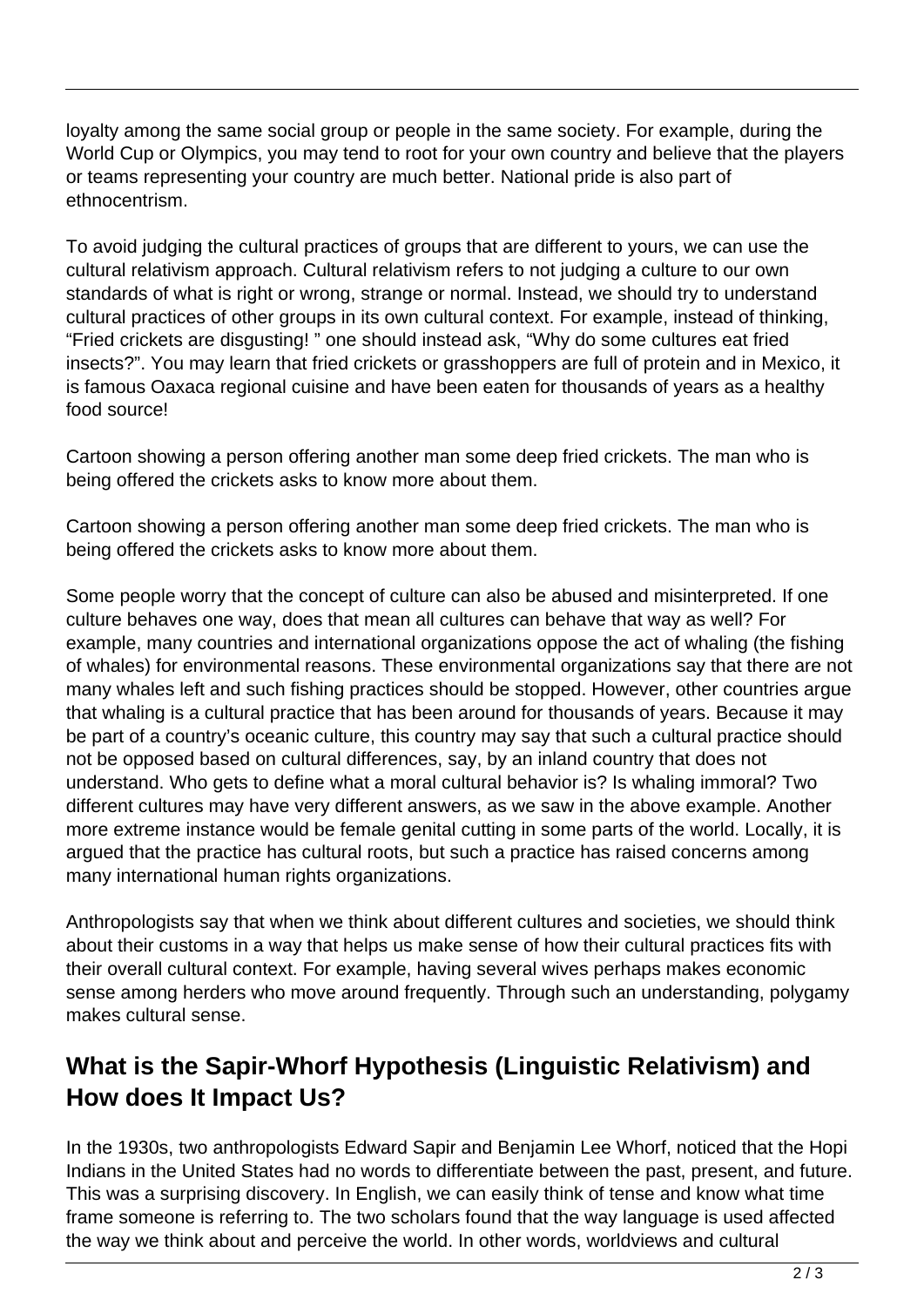loyalty among the same social group or people in the same society. For example, during the World Cup or Olympics, you may tend to root for your own country and believe that the players or teams representing your country are much better. National pride is also part of ethnocentrism.

To avoid judging the cultural practices of groups that are different to yours, we can use the cultural relativism approach. Cultural relativism refers to not judging a culture to our own standards of what is right or wrong, strange or normal. Instead, we should try to understand cultural practices of other groups in its own cultural context. For example, instead of thinking, "Fried crickets are disgusting! " one should instead ask, "Why do some cultures eat fried insects?". You may learn that fried crickets or grasshoppers are full of protein and in Mexico, it is famous Oaxaca regional cuisine and have been eaten for thousands of years as a healthy food source!

Cartoon showing a person offering another man some deep fried crickets. The man who is being offered the crickets asks to know more about them.

Cartoon showing a person offering another man some deep fried crickets. The man who is being offered the crickets asks to know more about them.

Some people worry that the concept of culture can also be abused and misinterpreted. If one culture behaves one way, does that mean all cultures can behave that way as well? For example, many countries and international organizations oppose the act of whaling (the fishing of whales) for environmental reasons. These environmental organizations say that there are not many whales left and such fishing practices should be stopped. However, other countries argue that whaling is a cultural practice that has been around for thousands of years. Because it may be part of a country's oceanic culture, this country may say that such a cultural practice should not be opposed based on cultural differences, say, by an inland country that does not understand. Who gets to define what a moral cultural behavior is? Is whaling immoral? Two different cultures may have very different answers, as we saw in the above example. Another more extreme instance would be female genital cutting in some parts of the world. Locally, it is argued that the practice has cultural roots, but such a practice has raised concerns among many international human rights organizations.

Anthropologists say that when we think about different cultures and societies, we should think about their customs in a way that helps us make sense of how their cultural practices fits with their overall cultural context. For example, having several wives perhaps makes economic sense among herders who move around frequently. Through such an understanding, polygamy makes cultural sense.

## What is the Sapir-Whorf Hypothesis (Linguistic Relativism) and How does It Impact Us?

In the 1930s, two anthropologists Edward Sapir and Benjamin Lee Whorf, noticed that the Hopi Indians in the United States had no words to differentiate between the past, present, and future. This was a surprising discovery. In English, we can easily think of tense and know what time frame someone is referring to. The two scholars found that the way language is used affected the way we think about and perceive the world. In other words, worldviews and cultural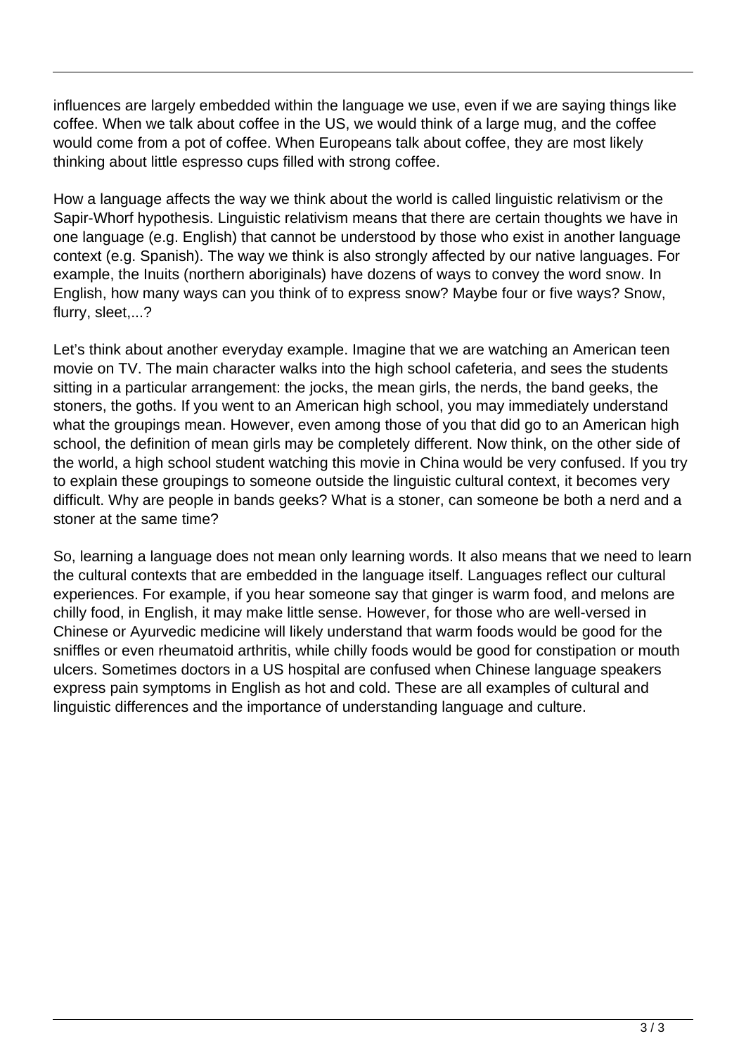influences are largely embedded within the language we use, even if we are saying things like coffee. When we talk about coffee in the US, we would think of a large mug, and the coffee would come from a pot of coffee. When Europeans talk about coffee, they are most likely thinking about little espresso cups filled with strong coffee.

How a language affects the way we think about the world is called linguistic relativism or the Sapir-Whorf hypothesis. Linguistic relativism means that there are certain thoughts we have in one language (e.g. English) that cannot be understood by those who exist in another language context (e.g. Spanish). The way we think is also strongly affected by our native languages. For example, the Inuits (northern aboriginals) have dozens of ways to convey the word snow. In English, how many ways can you think of to express snow? Maybe four or five ways? Snow, flurry, sleet,...?

Let's think about another everyday example. Imagine that we are watching an American teen movie on TV. The main character walks into the high school cafeteria, and sees the students sitting in a particular arrangement: the jocks, the mean girls, the nerds, the band geeks, the stoners, the goths. If you went to an American high school, you may immediately understand what the groupings mean. However, even among those of you that did go to an American high school, the definition of mean girls may be completely different. Now think, on the other side of the world, a high school student watching this movie in China would be very confused. If you try to explain these groupings to someone outside the linguistic cultural context, it becomes very difficult. Why are people in bands geeks? What is a stoner, can someone be both a nerd and a stoner at the same time?

So, learning a language does not mean only learning words. It also means that we need to learn the cultural contexts that are embedded in the language itself. Languages reflect our cultural experiences. For example, if you hear someone say that ginger is warm food, and melons are chilly food, in English, it may make little sense. However, for those who are well-versed in Chinese or Ayurvedic medicine will likely understand that warm foods would be good for the sniffles or even rheumatoid arthritis, while chilly foods would be good for constipation or mouth ulcers. Sometimes doctors in a US hospital are confused when Chinese language speakers express pain symptoms in English as hot and cold. These are all examples of cultural and linguistic differences and the importance of understanding language and culture.